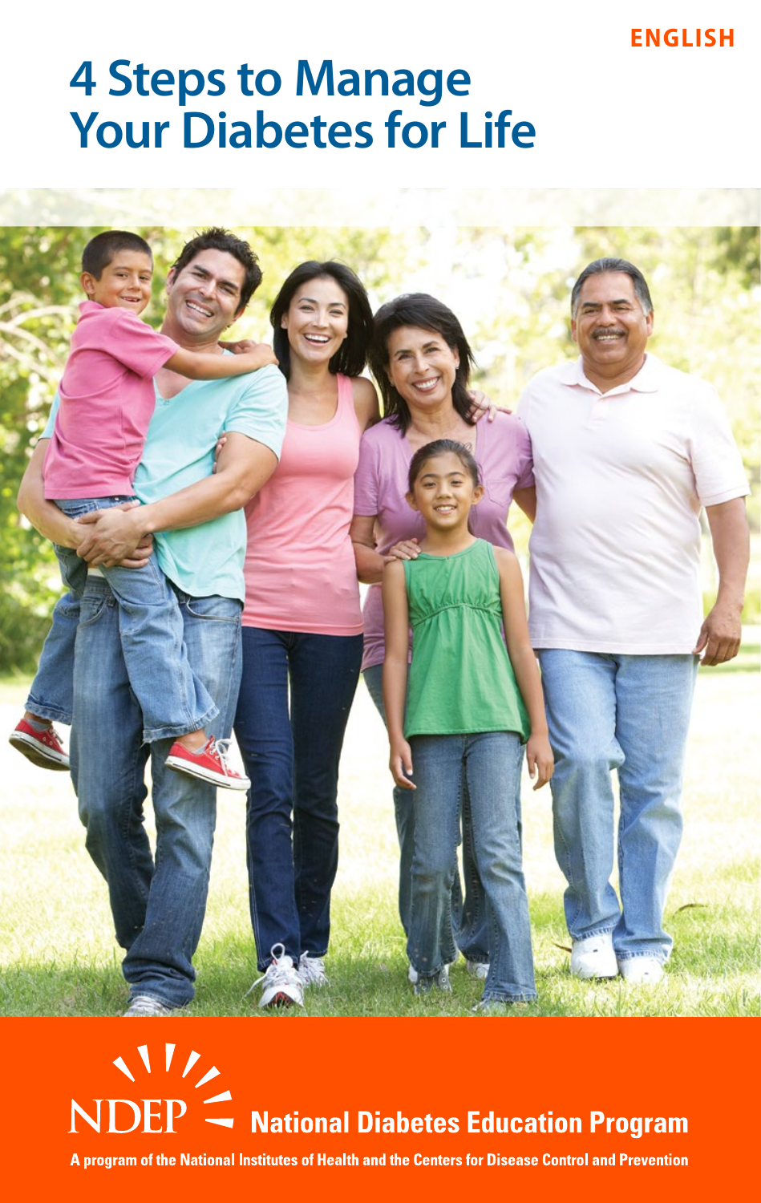ENGLISH

# 4 Steps to Manage Your Diabetes for Life

NDEP **National Diabetes Education Program**

**A program of the National Institutes of Health and the Centers for Disease Control and Prevention**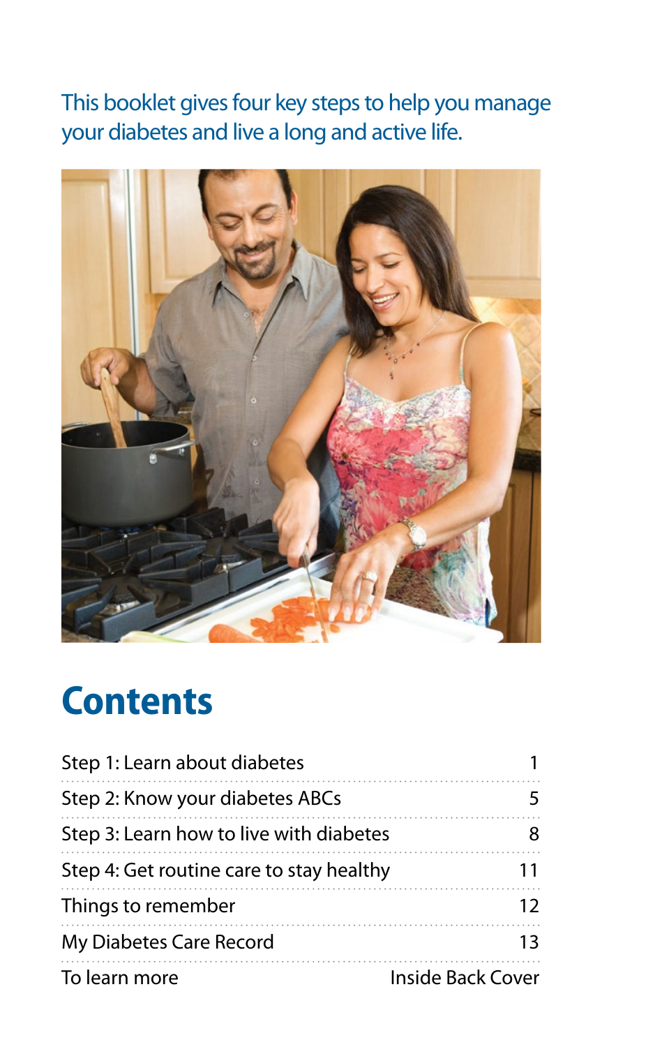This booklet gives four key steps to help you manage your diabetes and live a long and active life.

# Contents

| | |
|---|---|
| Step 1: Learn about diabetes | 1 |
| Step 2: Know your diabetes ABCs | 5 |
| Step 3: Learn how to live with diabetes | 8 |
| Step 4: Get routine care to stay healthy | 11 |
| Things to remember | 12 |
| My Diabetes Care Record | 13 |
| To learn more | Inside Back Cover |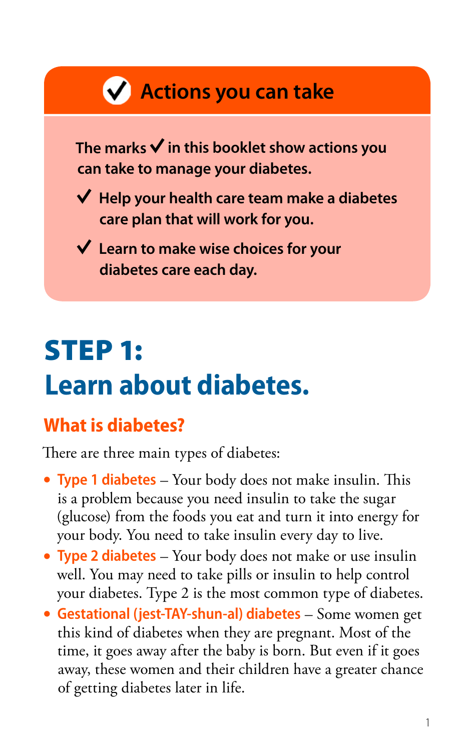## ✔ Actions you can take

**The marks ✔ in this booklet show actions you can take to manage your diabetes.**

- ✔ **Help your health care team make a diabetes care plan that will work for you.**
- ✔ **Learn to make wise choices for your diabetes care each day.**

# STEP 1: Learn about diabetes.

## What is diabetes?

There are three main types of diabetes:

- **Type 1 diabetes** – Your body does not make insulin. This is a problem because you need insulin to take the sugar (glucose) from the foods you eat and turn it into energy for your body. You need to take insulin every day to live.
- **Type 2 diabetes** – Your body does not make or use insulin well. You may need to take pills or insulin to help control your diabetes. Type 2 is the most common type of diabetes.
- **Gestational (jest-TAY-shun-al) diabetes** – Some women get this kind of diabetes when they are pregnant. Most of the time, it goes away after the baby is born. But even if it goes away, these women and their children have a greater chance of getting diabetes later in life.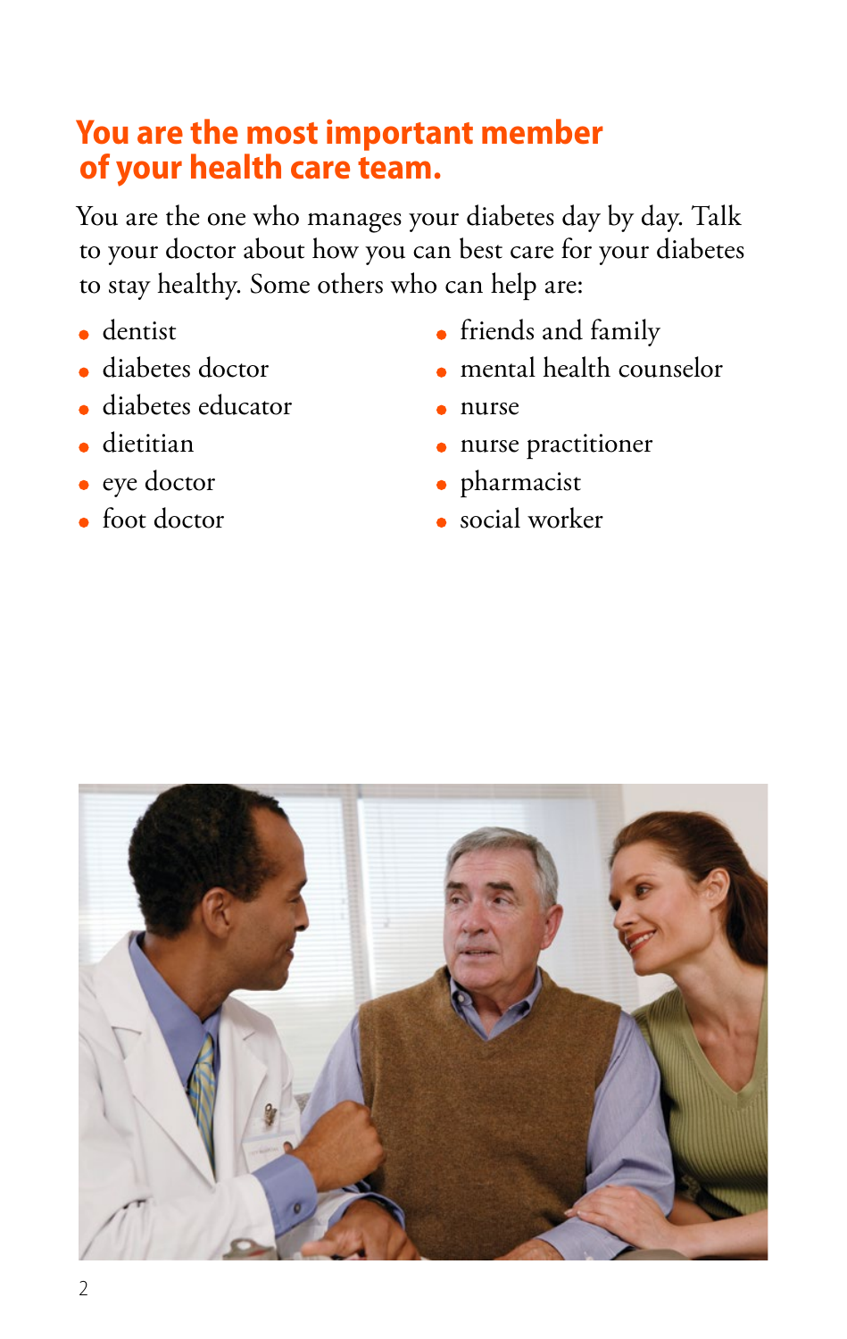## You are the most important member of your health care team.

You are the one who manages your diabetes day by day. Talk to your doctor about how you can best care for your diabetes to stay healthy. Some others who can help are:

- dentist
- diabetes doctor
- diabetes educator
- dietitian
- eye doctor
- foot doctor
- friends and family
- mental health counselor
- nurse
- nurse practitioner
- pharmacist
- social worker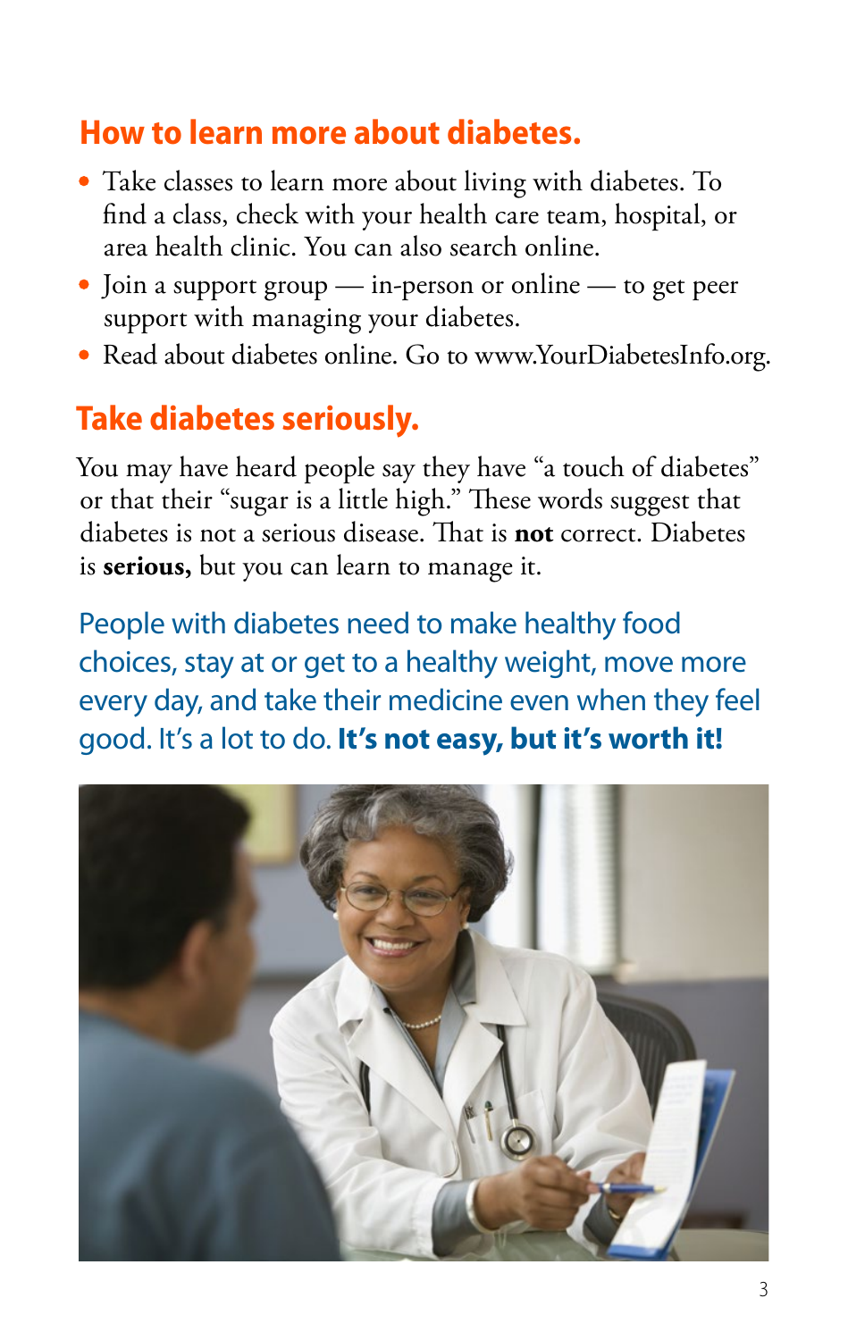## How to learn more about diabetes.

- Take classes to learn more about living with diabetes. To find a class, check with your health care team, hospital, or area health clinic. You can also search online.
- Join a support group — in-person or online — to get peer support with managing your diabetes.
- Read about diabetes online. Go to www.YourDiabetesInfo.org.

## Take diabetes seriously.

You may have heard people say they have "a touch of diabetes" or that their "sugar is a little high." These words suggest that diabetes is not a serious disease. That is **not** correct. Diabetes is **serious,** but you can learn to manage it.

People with diabetes need to make healthy food choices, stay at or get to a healthy weight, move more every day, and take their medicine even when they feel good. It's a lot to do. **It's not easy, but it's worth it!**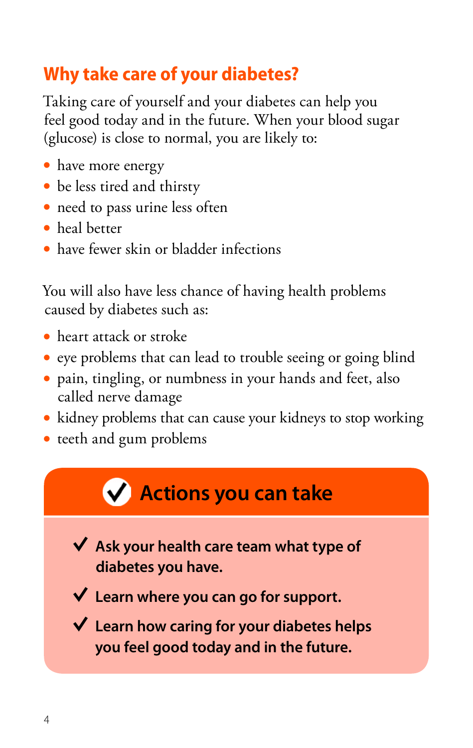## Why take care of your diabetes?

Taking care of yourself and your diabetes can help you feel good today and in the future. When your blood sugar (glucose) is close to normal, you are likely to:

- have more energy
- be less tired and thirsty
- need to pass urine less often
- heal better
- have fewer skin or bladder infections

You will also have less chance of having health problems caused by diabetes such as:

- heart attack or stroke
- eye problems that can lead to trouble seeing or going blind
- pain, tingling, or numbness in your hands and feet, also called nerve damage
- kidney problems that can cause your kidneys to stop working
- teeth and gum problems

### Actions you can take

- ✔ **Ask your health care team what type of diabetes you have.**
- ✔ **Learn where you can go for support.**
- ✔ **Learn how caring for your diabetes helps you feel good today and in the future.**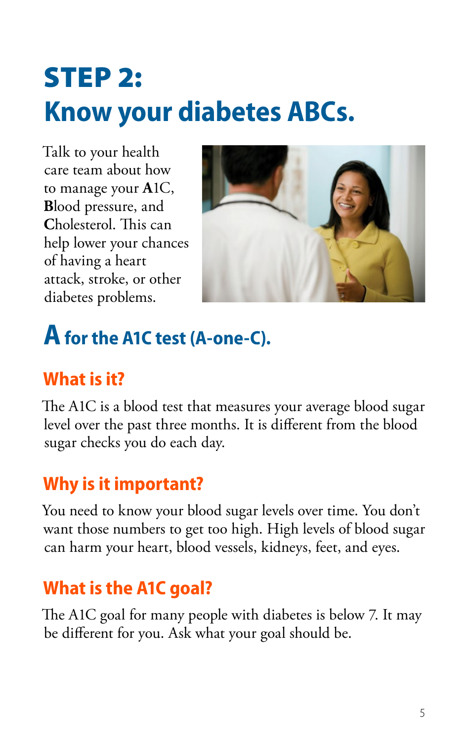# STEP 2:
# Know your diabetes ABCs.

Talk to your health care team about how to manage your **A**1C, **B**lood pressure, and **C**holesterol. This can help lower your chances of having a heart attack, stroke, or other diabetes problems.

## A for the A1C test (A-one-C).

### What is it?

The A1C is a blood test that measures your average blood sugar level over the past three months. It is different from the blood sugar checks you do each day.

### Why is it important?

You need to know your blood sugar levels over time. You don't want those numbers to get too high. High levels of blood sugar can harm your heart, blood vessels, kidneys, feet, and eyes.

### What is the A1C goal?

The A1C goal for many people with diabetes is below 7. It may be different for you. Ask what your goal should be.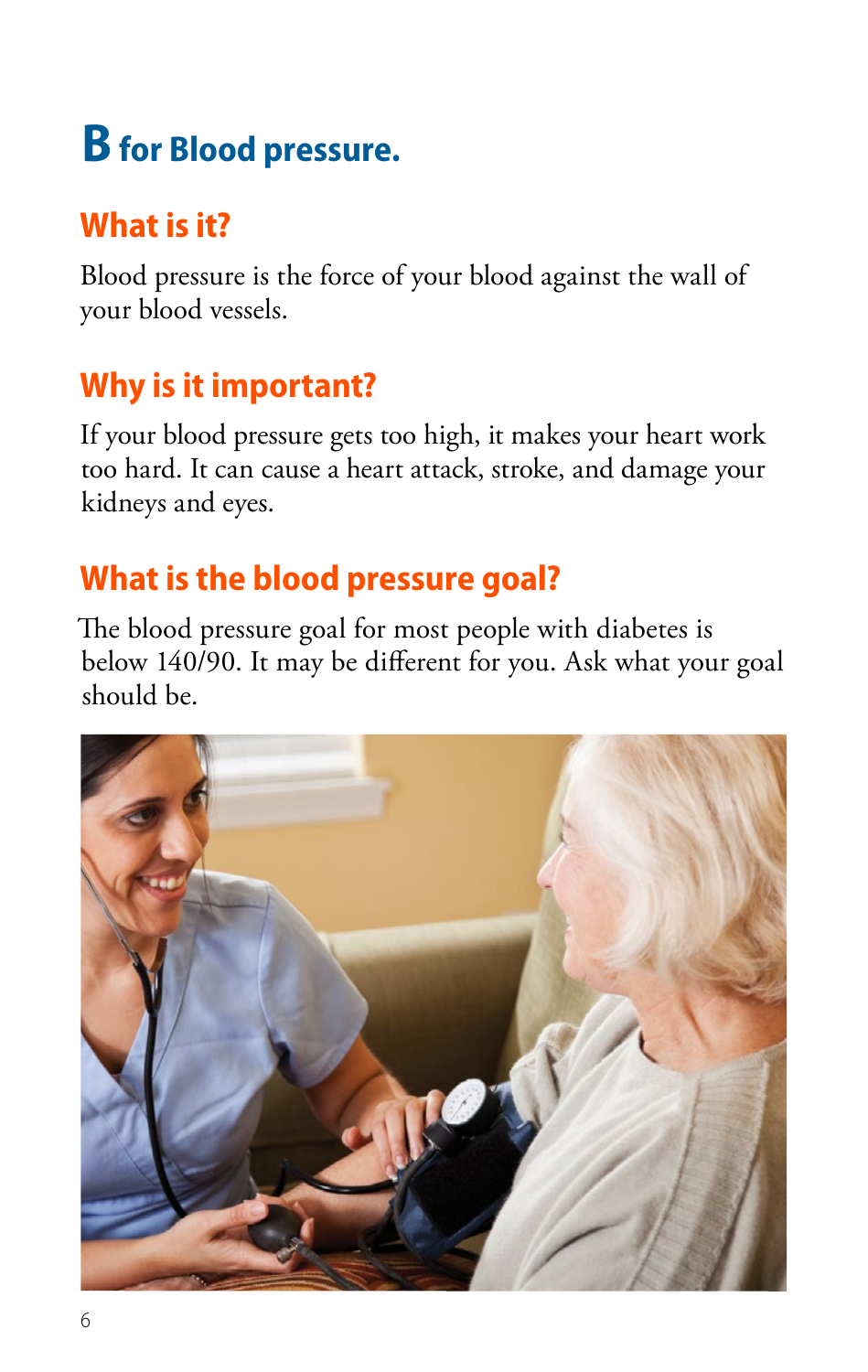# B for Blood pressure.

## What is it?

Blood pressure is the force of your blood against the wall of your blood vessels.

## Why is it important?

If your blood pressure gets too high, it makes your heart work too hard. It can cause a heart attack, stroke, and damage your kidneys and eyes.

## What is the blood pressure goal?

The blood pressure goal for most people with diabetes is below 140/90. It may be different for you. Ask what your goal should be.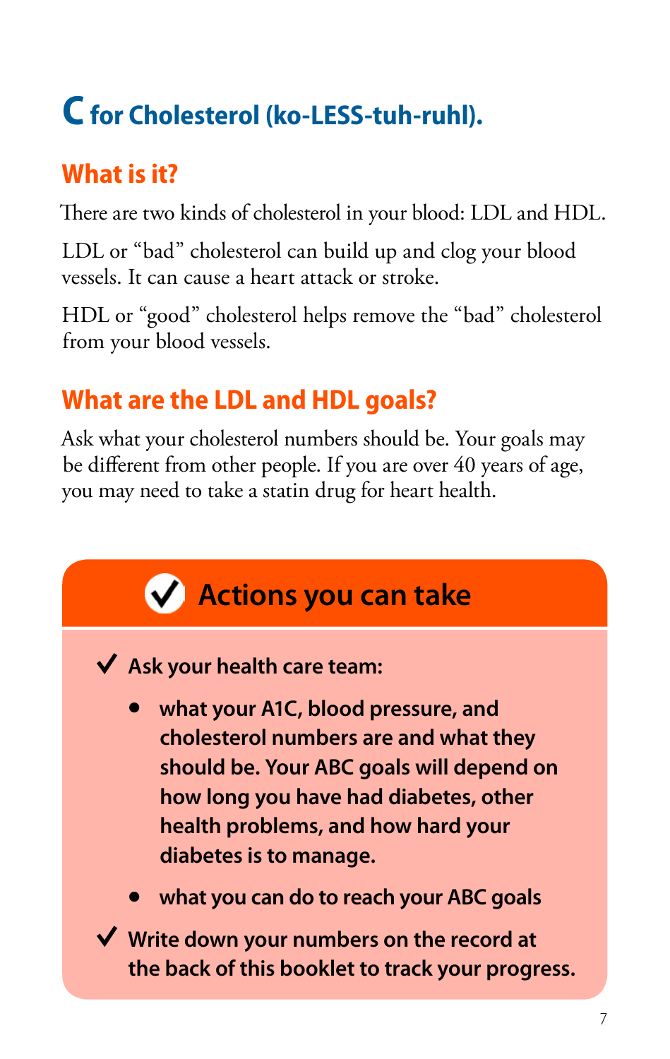# C for Cholesterol (ko-LESS-tuh-ruhl).

## What is it?

There are two kinds of cholesterol in your blood: LDL and HDL.

LDL or "bad" cholesterol can build up and clog your blood vessels. It can cause a heart attack or stroke.

HDL or "good" cholesterol helps remove the "bad" cholesterol from your blood vessels.

## What are the LDL and HDL goals?

Ask what your cholesterol numbers should be. Your goals may be different from other people. If you are over 40 years of age, you may need to take a statin drug for heart health.

### Actions you can take

- ✓ **Ask your health care team:**
  - **what your A1C, blood pressure, and cholesterol numbers are and what they should be. Your ABC goals will depend on how long you have had diabetes, other health problems, and how hard your diabetes is to manage.**
  - **what you can do to reach your ABC goals**
- ✓ **Write down your numbers on the record at the back of this booklet to track your progress.**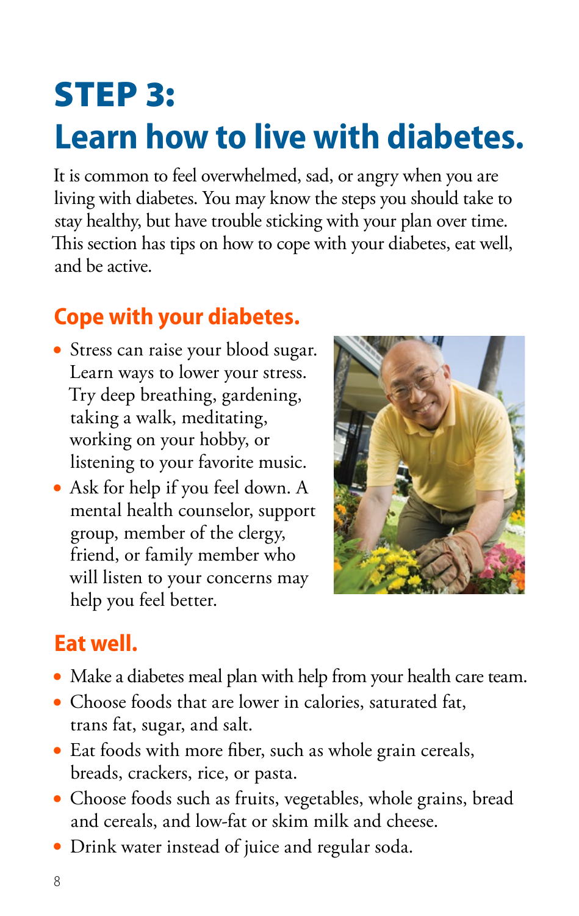# STEP 3: Learn how to live with diabetes.

It is common to feel overwhelmed, sad, or angry when you are living with diabetes. You may know the steps you should take to stay healthy, but have trouble sticking with your plan over time. This section has tips on how to cope with your diabetes, eat well, and be active.

## Cope with your diabetes.

- Stress can raise your blood sugar. Learn ways to lower your stress. Try deep breathing, gardening, taking a walk, meditating, working on your hobby, or listening to your favorite music.
- Ask for help if you feel down. A mental health counselor, support group, member of the clergy, friend, or family member who will listen to your concerns may help you feel better.

## Eat well.

- Make a diabetes meal plan with help from your health care team.
- Choose foods that are lower in calories, saturated fat, trans fat, sugar, and salt.
- Eat foods with more fiber, such as whole grain cereals, breads, crackers, rice, or pasta.
- Choose foods such as fruits, vegetables, whole grains, bread and cereals, and low-fat or skim milk and cheese.
- Drink water instead of juice and regular soda.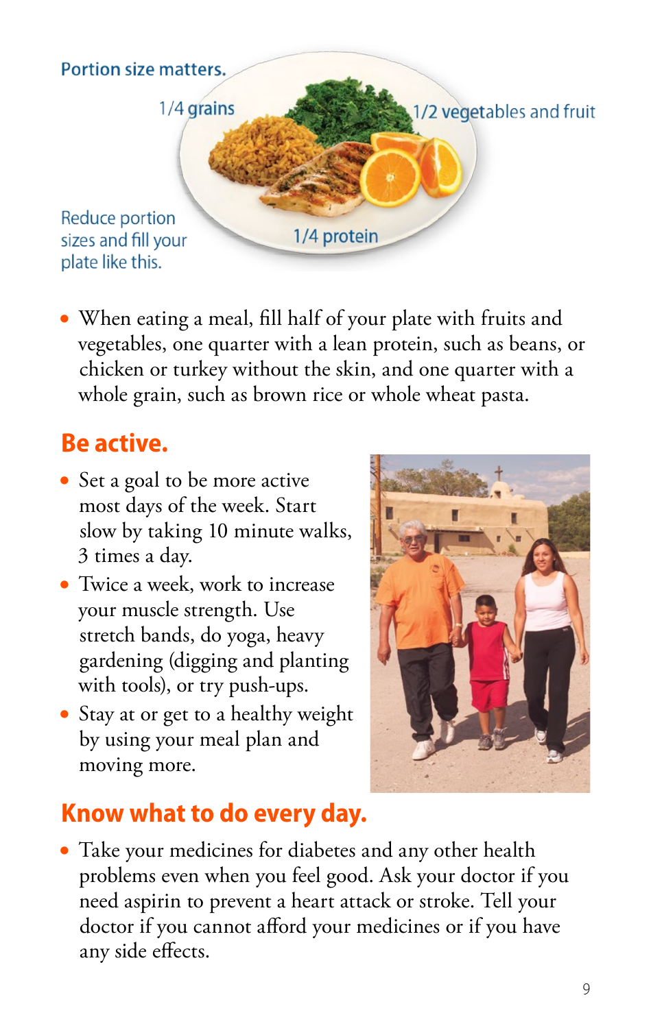Portion size matters.

1/4 grains

1/2 vegetables and fruit

Reduce portion sizes and fill your plate like this.

1/4 protein

- When eating a meal, fill half of your plate with fruits and vegetables, one quarter with a lean protein, such as beans, or chicken or turkey without the skin, and one quarter with a whole grain, such as brown rice or whole wheat pasta.

## Be active.

- Set a goal to be more active most days of the week. Start slow by taking 10 minute walks, 3 times a day.
- Twice a week, work to increase your muscle strength. Use stretch bands, do yoga, heavy gardening (digging and planting with tools), or try push-ups.
- Stay at or get to a healthy weight by using your meal plan and moving more.

## Know what to do every day.

- Take your medicines for diabetes and any other health problems even when you feel good. Ask your doctor if you need aspirin to prevent a heart attack or stroke. Tell your doctor if you cannot afford your medicines or if you have any side effects.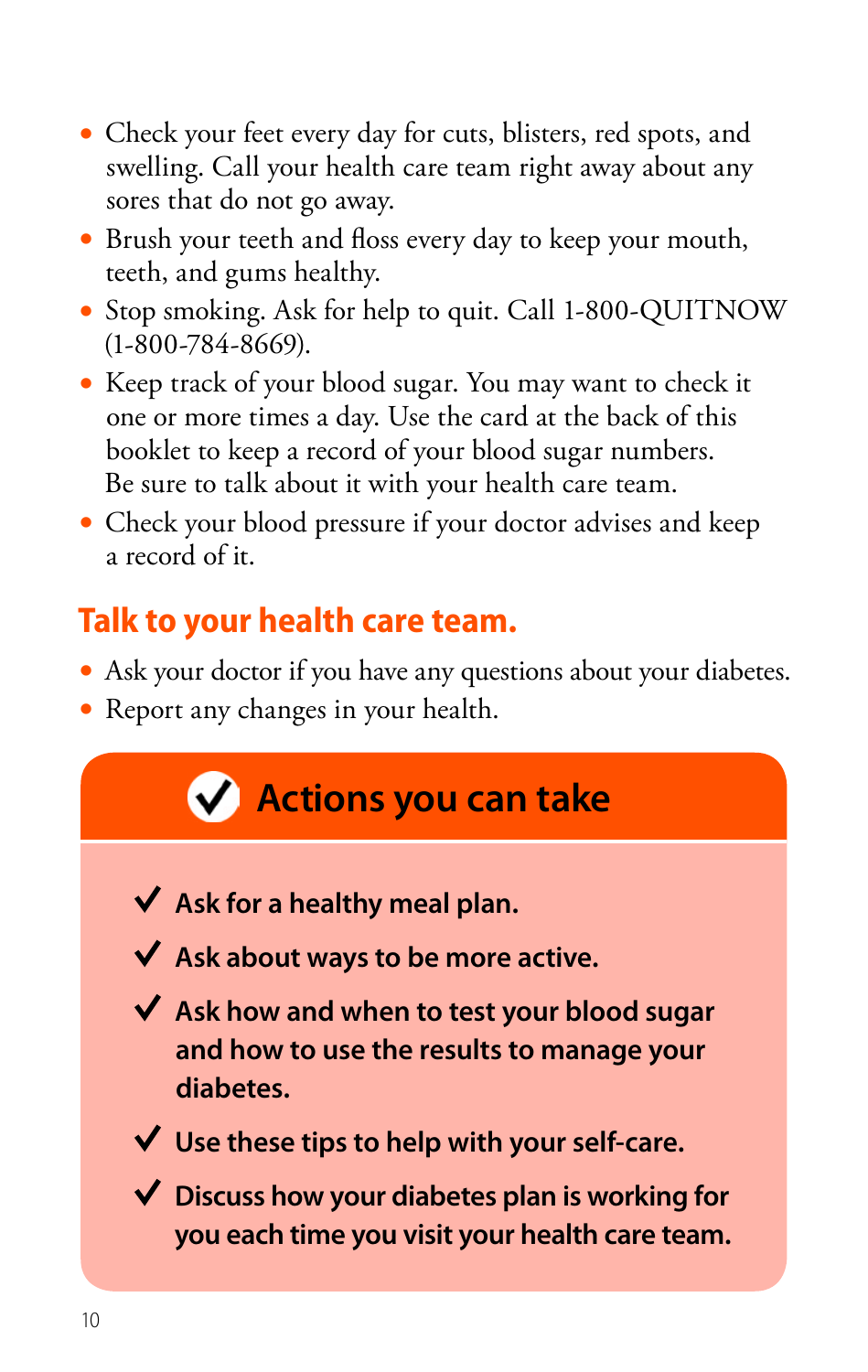- Check your feet every day for cuts, blisters, red spots, and swelling. Call your health care team right away about any sores that do not go away.
- Brush your teeth and floss every day to keep your mouth, teeth, and gums healthy.
- Stop smoking. Ask for help to quit. Call 1-800-QUITNOW (1-800-784-8669).
- Keep track of your blood sugar. You may want to check it one or more times a day. Use the card at the back of this booklet to keep a record of your blood sugar numbers. Be sure to talk about it with your health care team.
- Check your blood pressure if your doctor advises and keep a record of it.

## Talk to your health care team.

- Ask your doctor if you have any questions about your diabetes.
- Report any changes in your health.

## ✓ Actions you can take

✓ **Ask for a healthy meal plan.**

✓ **Ask about ways to be more active.**

✓ **Ask how and when to test your blood sugar and how to use the results to manage your diabetes.**

✓ **Use these tips to help with your self-care.**

✓ **Discuss how your diabetes plan is working for you each time you visit your health care team.**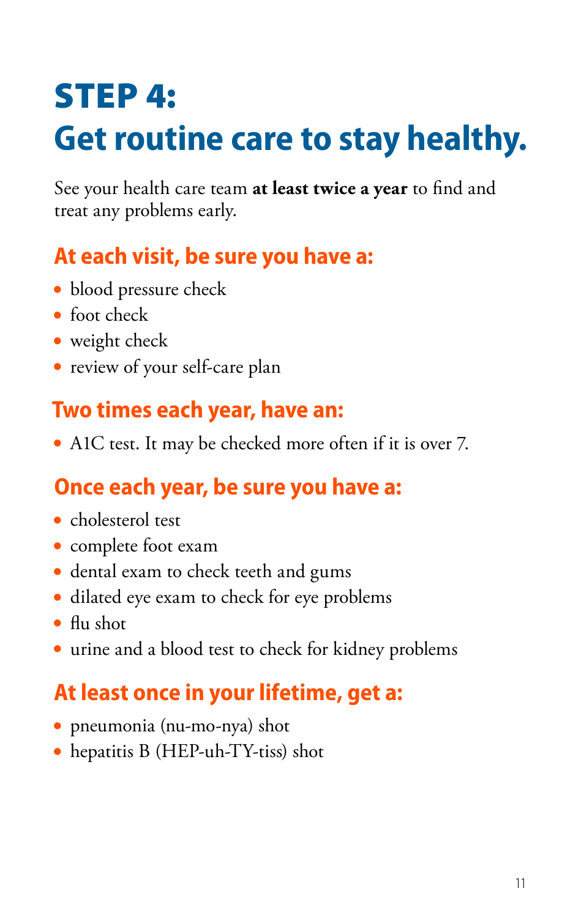# STEP 4:
# Get routine care to stay healthy.

See your health care team **at least twice a year** to find and treat any problems early.

## At each visit, be sure you have a:

- blood pressure check
- foot check
- weight check
- review of your self-care plan

## Two times each year, have an:

- A1C test. It may be checked more often if it is over 7.

## Once each year, be sure you have a:

- cholesterol test
- complete foot exam
- dental exam to check teeth and gums
- dilated eye exam to check for eye problems
- flu shot
- urine and a blood test to check for kidney problems

## At least once in your lifetime, get a:

- pneumonia (nu-mo-nya) shot
- hepatitis B (HEP-uh-TY-tiss) shot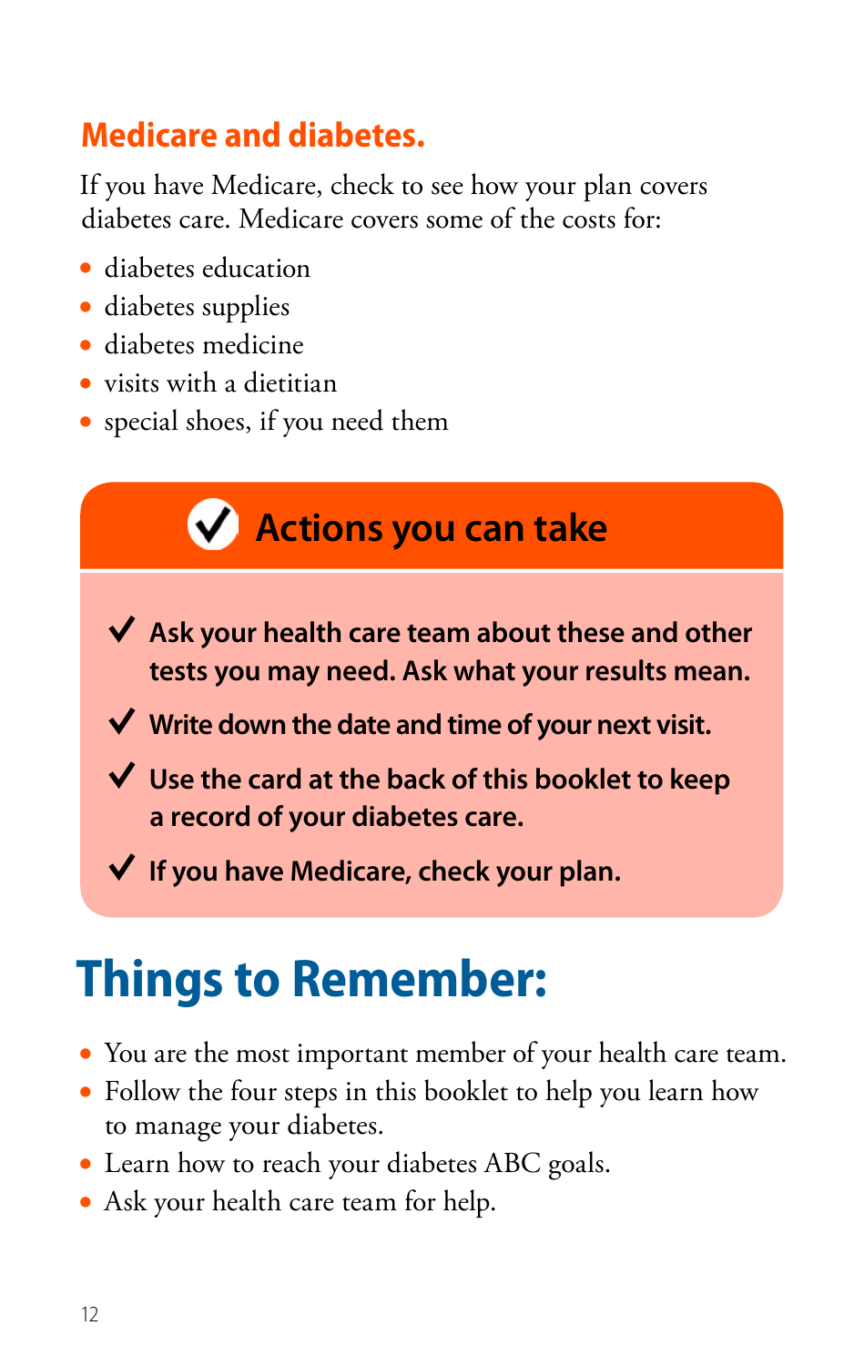## Medicare and diabetes.

If you have Medicare, check to see how your plan covers diabetes care. Medicare covers some of the costs for:

- diabetes education
- diabetes supplies
- diabetes medicine
- visits with a dietitian
- special shoes, if you need them

### Actions you can take

- ✓ **Ask your health care team about these and other tests you may need. Ask what your results mean.**
- ✓ **Write down the date and time of your next visit.**
- ✓ **Use the card at the back of this booklet to keep a record of your diabetes care.**
- ✓ **If you have Medicare, check your plan.**

# Things to Remember:

- You are the most important member of your health care team.
- Follow the four steps in this booklet to help you learn how to manage your diabetes.
- Learn how to reach your diabetes ABC goals.
- Ask your health care team for help.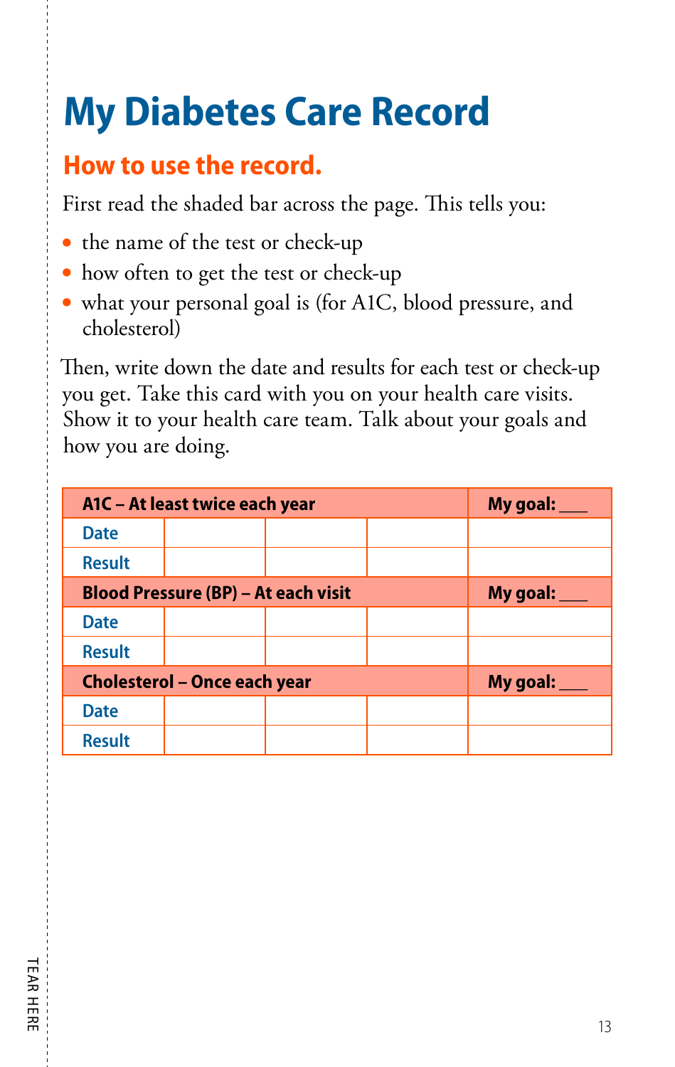# My Diabetes Care Record

## How to use the record.

First read the shaded bar across the page. This tells you:

- the name of the test or check-up
- how often to get the test or check-up
- what your personal goal is (for A1C, blood pressure, and cholesterol)

Then, write down the date and results for each test or check-up you get. Take this card with you on your health care visits. Show it to your health care team. Talk about your goals and how you are doing.

| **A1C – At least twice each year** | | | | **My goal: ___** |
|---|---|---|---|---|
| Date | | | | |
| Result | | | | |
| **Blood Pressure (BP) – At each visit** | | | | **My goal: ___** |
| Date | | | | |
| Result | | | | |
| **Cholesterol – Once each year** | | | | **My goal: ___** |
| Date | | | | |
| Result | | | | |

TEAR HERE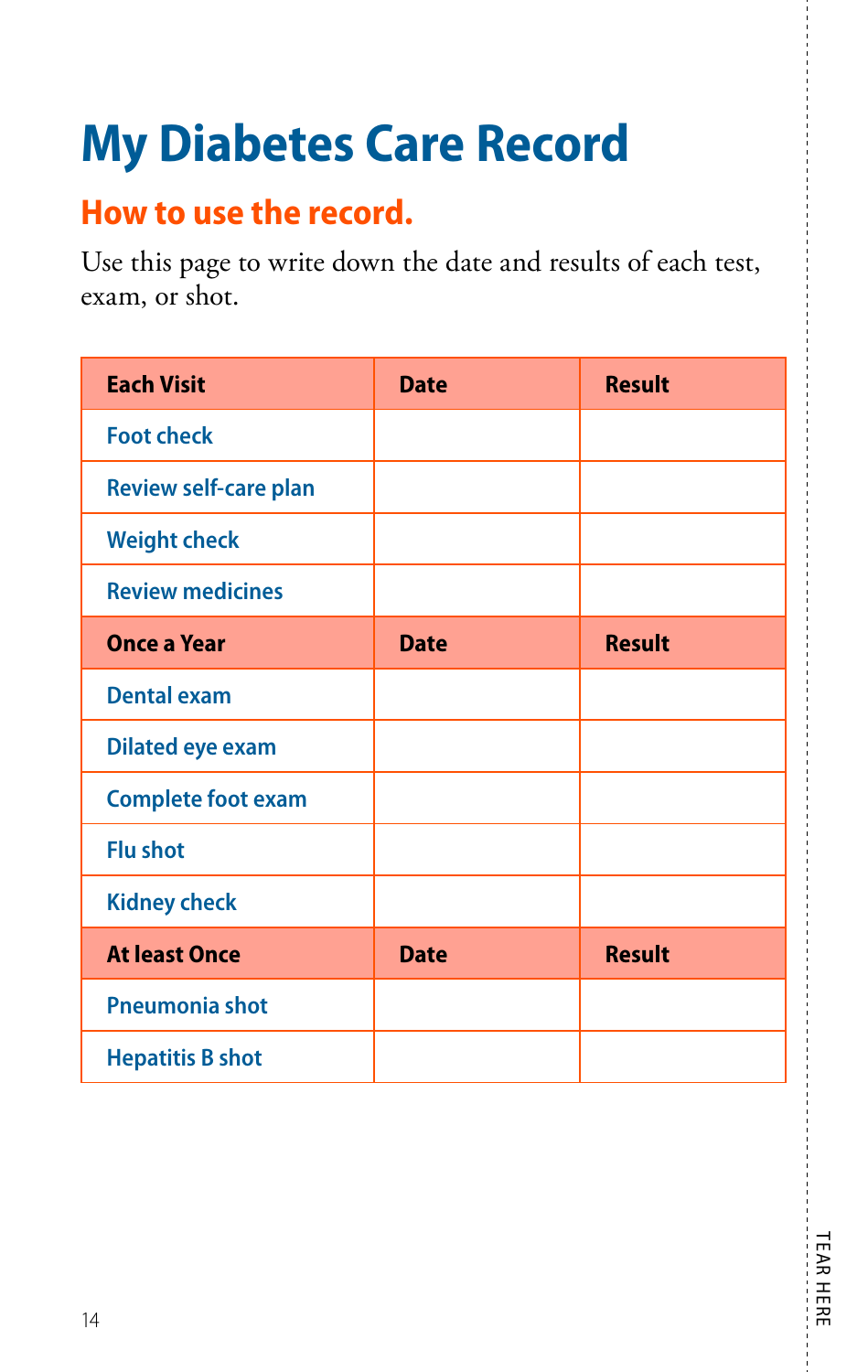# My Diabetes Care Record

## How to use the record.

Use this page to write down the date and results of each test, exam, or shot.

| Each Visit | Date | Result |
|---|---|---|
| Foot check | | |
| Review self-care plan | | |
| Weight check | | |
| Review medicines | | |
| **Once a Year** | **Date** | **Result** |
| Dental exam | | |
| Dilated eye exam | | |
| Complete foot exam | | |
| Flu shot | | |
| Kidney check | | |
| **At least Once** | **Date** | **Result** |
| Pneumonia shot | | |
| Hepatitis B shot | | |

TEAR HERE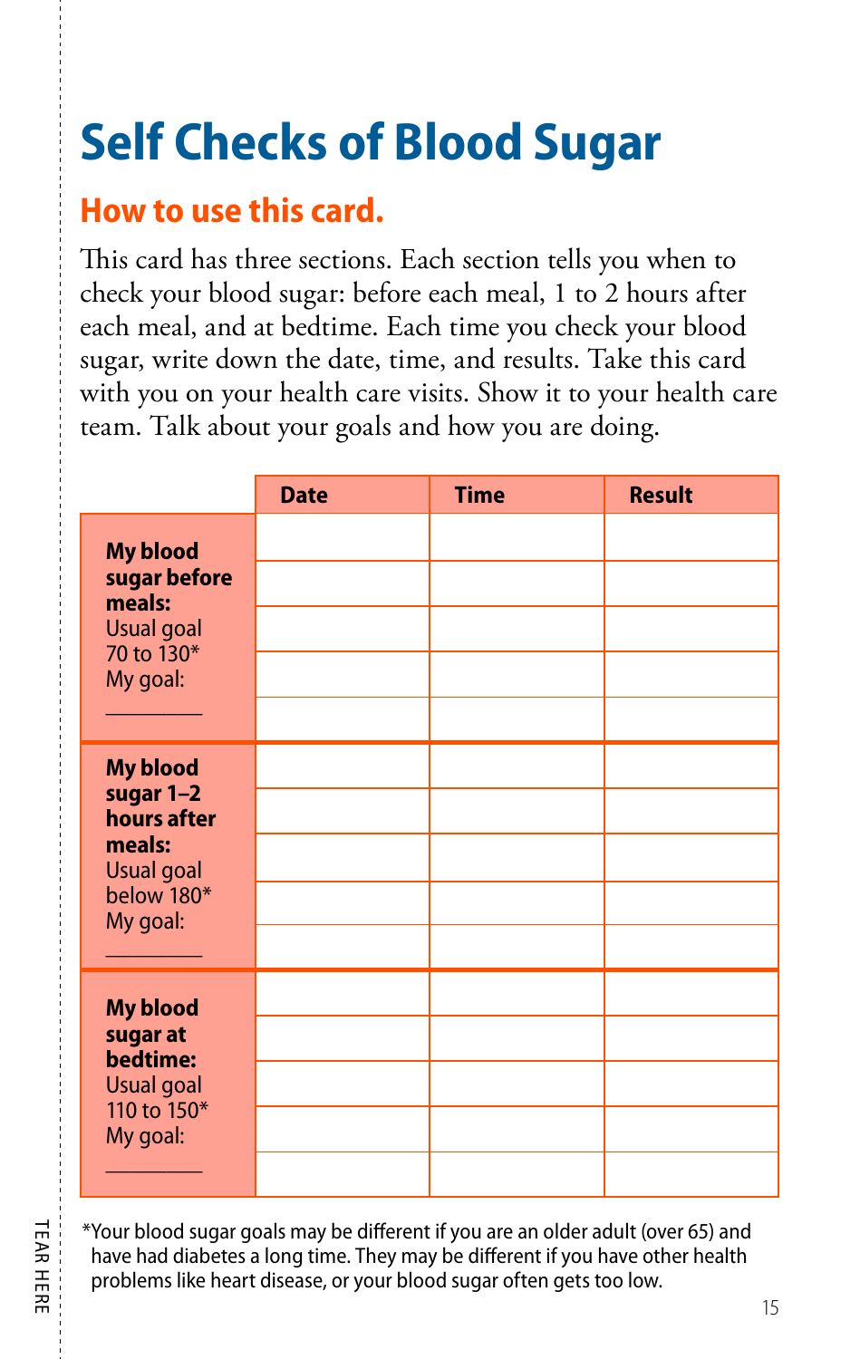# Self Checks of Blood Sugar

## How to use this card.

This card has three sections. Each section tells you when to check your blood sugar: before each meal, 1 to 2 hours after each meal, and at bedtime. Each time you check your blood sugar, write down the date, time, and results. Take this card with you on your health care visits. Show it to your health care team. Talk about your goals and how you are doing.

| | Date | Time | Result |
|---|---|---|---|
| **My blood sugar before meals:** Usual goal 70 to 130* My goal: ________ | | | |
| | | | |
| | | | |
| | | | |
| | | | |
| **My blood sugar 1–2 hours after meals:** Usual goal below 180* My goal: ________ | | | |
| | | | |
| | | | |
| | | | |
| | | | |
| **My blood sugar at bedtime:** Usual goal 110 to 150* My goal: ________ | | | |
| | | | |
| | | | |
| | | | |
| | | | |

*Your blood sugar goals may be different if you are an older adult (over 65) and have had diabetes a long time. They may be different if you have other health problems like heart disease, or your blood sugar often gets too low.

TEAR HERE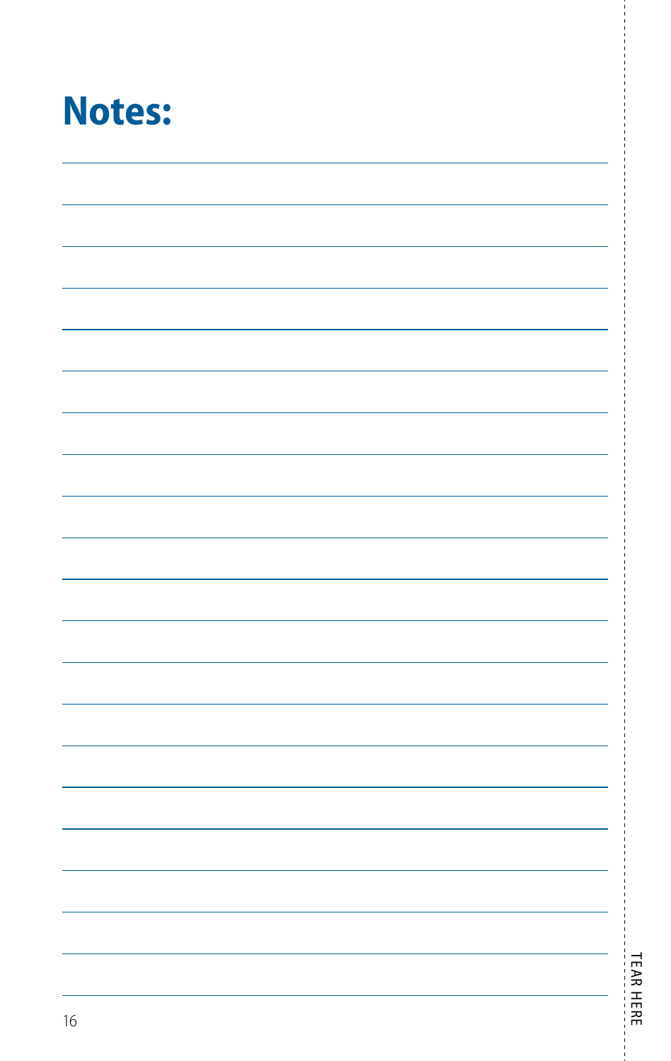# Notes:

TEAR HERE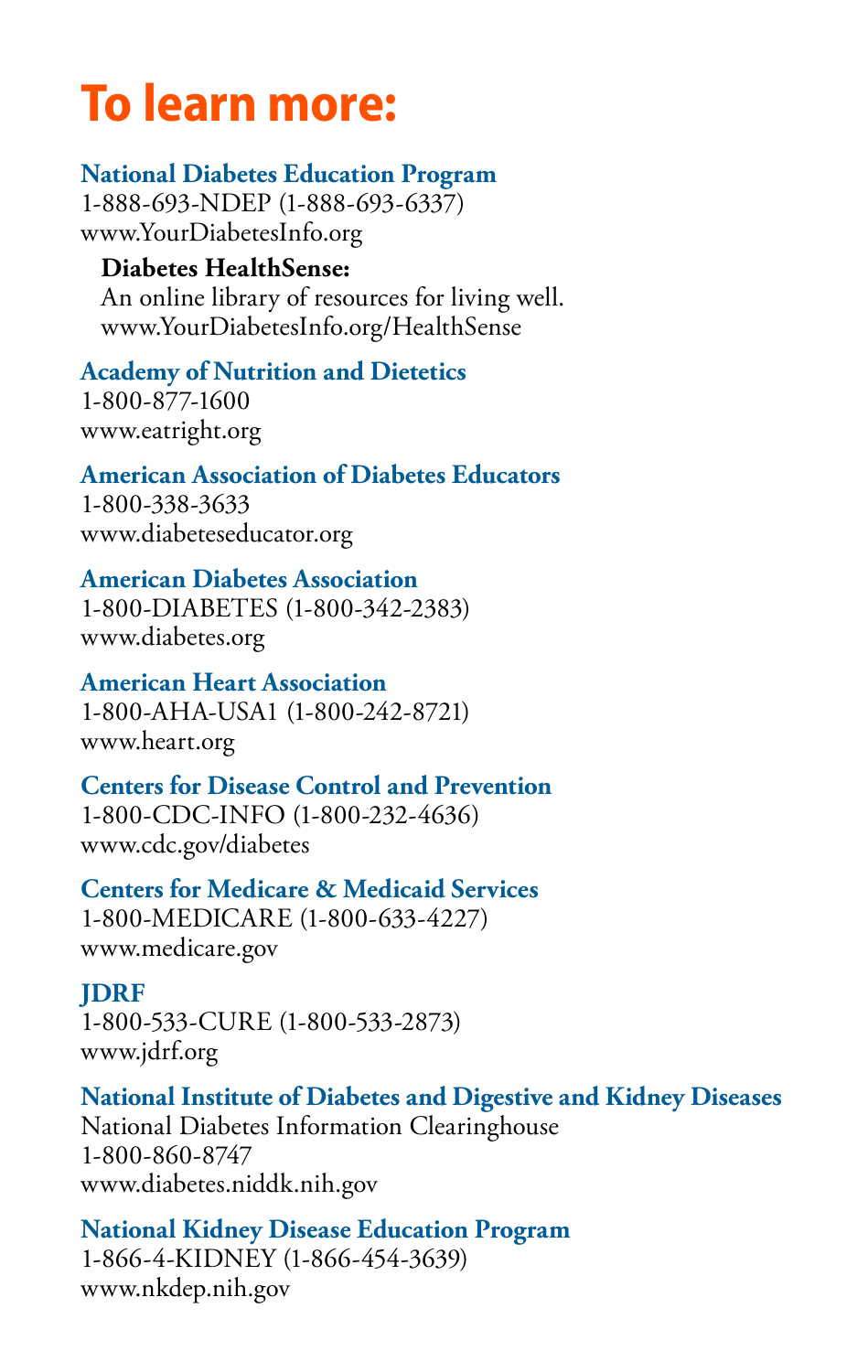# To learn more:

**National Diabetes Education Program**
1-888-693-NDEP (1-888-693-6337)
www.YourDiabetesInfo.org

> **Diabetes HealthSense:**
> An online library of resources for living well.
> www.YourDiabetesInfo.org/HealthSense

**Academy of Nutrition and Dietetics**
1-800-877-1600
www.eatright.org

**American Association of Diabetes Educators**
1-800-338-3633
www.diabeteseducator.org

**American Diabetes Association**
1-800-DIABETES (1-800-342-2383)
www.diabetes.org

**American Heart Association**
1-800-AHA-USA1 (1-800-242-8721)
www.heart.org

**Centers for Disease Control and Prevention**
1-800-CDC-INFO (1-800-232-4636)
www.cdc.gov/diabetes

**Centers for Medicare & Medicaid Services**
1-800-MEDICARE (1-800-633-4227)
www.medicare.gov

**JDRF**
1-800-533-CURE (1-800-533-2873)
www.jdrf.org

**National Institute of Diabetes and Digestive and Kidney Diseases**
National Diabetes Information Clearinghouse
1-800-860-8747
www.diabetes.niddk.nih.gov

**National Kidney Disease Education Program**
1-866-4-KIDNEY (1-866-454-3639)
www.nkdep.nih.gov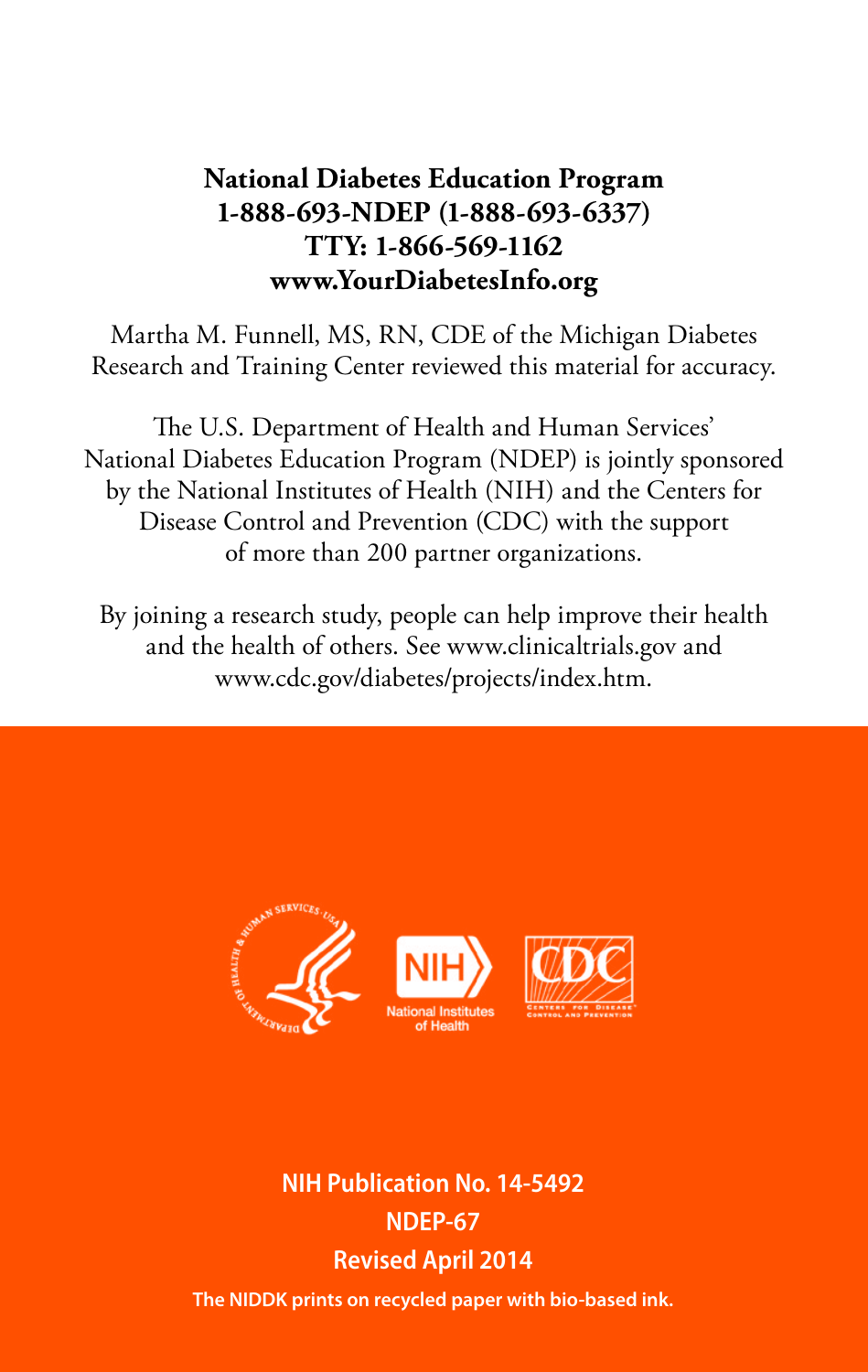**National Diabetes Education Program**
**1-888-693-NDEP (1-888-693-6337)**
**TTY: 1-866-569-1162**
**www.YourDiabetesInfo.org**

Martha M. Funnell, MS, RN, CDE of the Michigan Diabetes Research and Training Center reviewed this material for accuracy.

The U.S. Department of Health and Human Services' National Diabetes Education Program (NDEP) is jointly sponsored by the National Institutes of Health (NIH) and the Centers for Disease Control and Prevention (CDC) with the support of more than 200 partner organizations.

By joining a research study, people can help improve their health and the health of others. See www.clinicaltrials.gov and www.cdc.gov/diabetes/projects/index.htm.

**NIH Publication No. 14-5492**
**NDEP-67**
**Revised April 2014**

**The NIDDK prints on recycled paper with bio-based ink.**